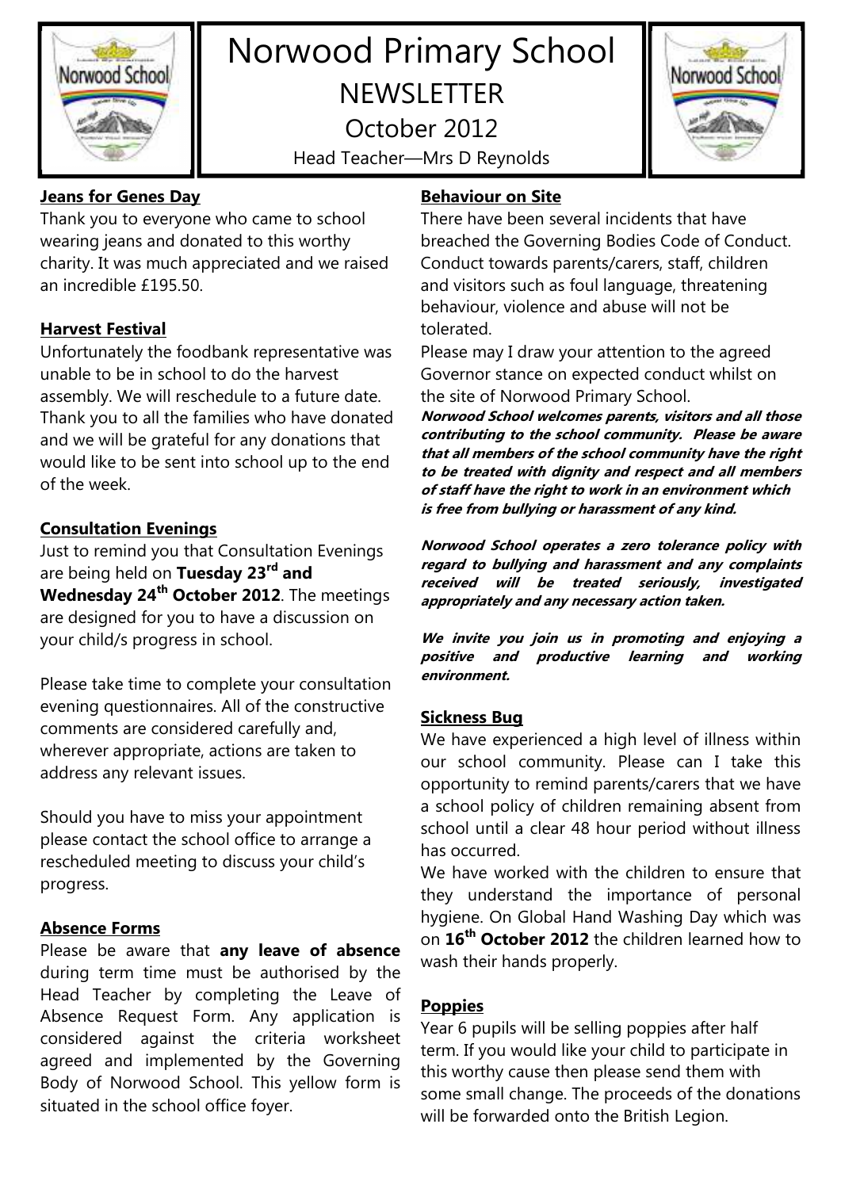# Norwood Primary School

## NEWSLETTER

October 2012

Head Teacher—Mrs D Reynolds

### Jeans for Genes Day

Thank you to everyone who came to school wearing jeans and donated to this worthy charity. It was much appreciated and we raised an incredible £195.50.

### Harvest Festival

Unfortunately the foodbank representative was unable to be in school to do the harvest assembly. We will reschedule to a future date. Thank you to all the families who have donated and we will be grateful for any donations that would like to be sent into school up to the end of the week.

### Consultation Evenings

Just to remind you that Consultation Evenings are being held on **Tuesday 23rd and Wednesday 24th October 2012**. The meetings are designed for you to have a discussion on your child/s progress in school.

Please take time to complete your consultation evening questionnaires. All of the constructive comments are considered carefully and, wherever appropriate, actions are taken to address any relevant issues.

Should you have to miss your appointment please contact the school office to arrange a rescheduled meeting to discuss your child's progress.

### Absence Forms

Please be aware that **any leave of absence** during term time must be authorised by the Head Teacher by completing the Leave of Absence Request Form. Any application is considered against the criteria worksheet agreed and implemented by the Governing Body of Norwood School. This yellow form is situated in the school office foyer.

### Behaviour on Site

There have been several incidents that have breached the Governing Bodies Code of Conduct. Conduct towards parents/carers, staff, children and visitors such as foul language, threatening behaviour, violence and abuse will not be tolerated.

Please may I draw your attention to the agreed Governor stance on expected conduct whilst on the site of Norwood Primary School.

***Norwood School welcomes parents, visitors and all those contributing to the school community. Please be aware that all members of the school community have the right to be treated with dignity and respect and all members of staff have the right to work in an environment which is free from bullying or harassment of any kind.***

***Norwood School operates a zero tolerance policy with regard to bullying and harassment and any complaints received will be treated seriously, investigated appropriately and any necessary action taken.***

***We invite you join us in promoting and enjoying a positive and productive learning and working environment.***

### Sickness Bug

We have experienced a high level of illness within our school community. Please can I take this opportunity to remind parents/carers that we have a school policy of children remaining absent from school until a clear 48 hour period without illness has occurred.

We have worked with the children to ensure that they understand the importance of personal hygiene. On Global Hand Washing Day which was on **16th October 2012** the children learned how to wash their hands properly.

### Poppies

Year 6 pupils will be selling poppies after half term. If you would like your child to participate in this worthy cause then please send them with some small change. The proceeds of the donations will be forwarded onto the British Legion.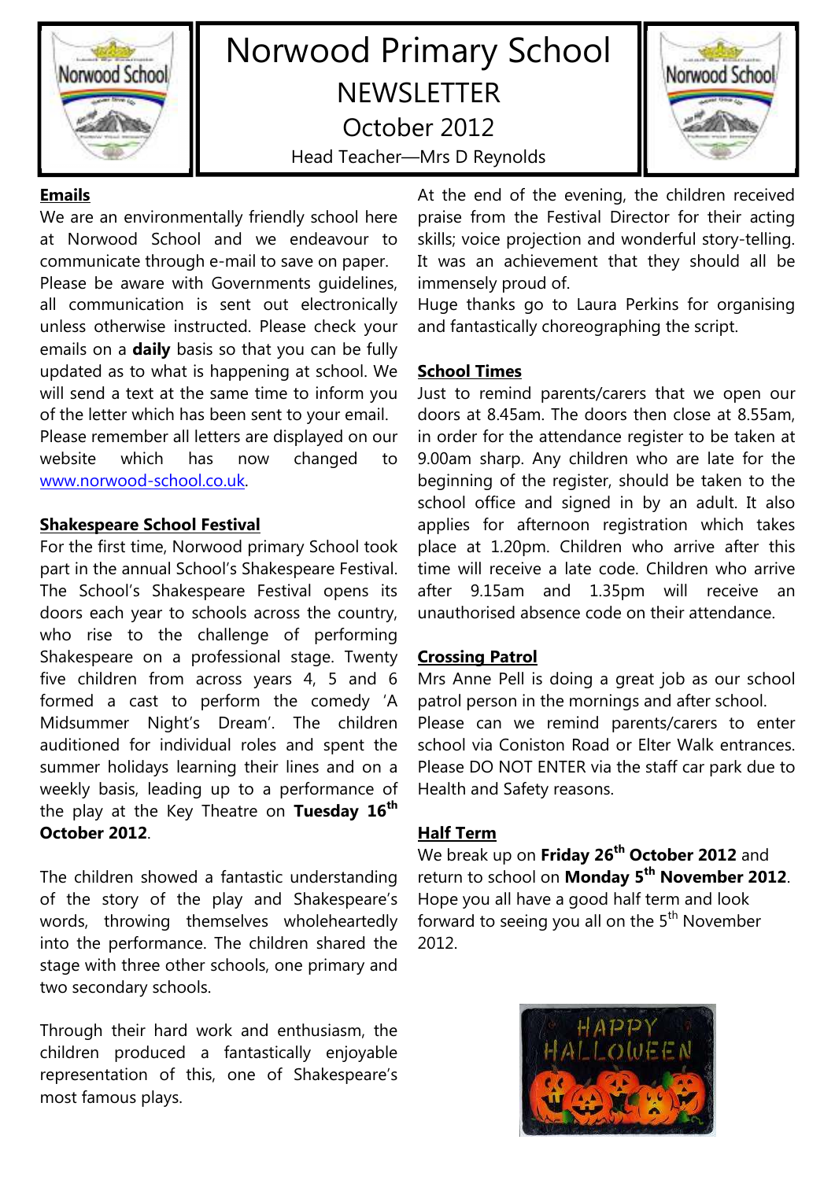# Norwood Primary School

## NEWSLETTER

## October 2012

Head Teacher—Mrs D Reynolds

### Emails

We are an environmentally friendly school here at Norwood School and we endeavour to communicate through e-mail to save on paper.

Please be aware with Governments guidelines, all communication is sent out electronically unless otherwise instructed. Please check your emails on a **daily** basis so that you can be fully updated as to what is happening at school. We will send a text at the same time to inform you of the letter which has been sent to your email.

Please remember all letters are displayed on our website which has now changed to www.norwood-school.co.uk.

### Shakespeare School Festival

For the first time, Norwood primary School took part in the annual School's Shakespeare Festival. The School's Shakespeare Festival opens its doors each year to schools across the country, who rise to the challenge of performing Shakespeare on a professional stage. Twenty five children from across years 4, 5 and 6 formed a cast to perform the comedy 'A Midsummer Night's Dream'. The children auditioned for individual roles and spent the summer holidays learning their lines and on a weekly basis, leading up to a performance of the play at the Key Theatre on **Tuesday 16th October 2012**.

The children showed a fantastic understanding of the story of the play and Shakespeare's words, throwing themselves wholeheartedly into the performance. The children shared the stage with three other schools, one primary and two secondary schools.

Through their hard work and enthusiasm, the children produced a fantastically enjoyable representation of this, one of Shakespeare's most famous plays.

At the end of the evening, the children received praise from the Festival Director for their acting skills; voice projection and wonderful story-telling. It was an achievement that they should all be immensely proud of.

Huge thanks go to Laura Perkins for organising and fantastically choreographing the script.

### School Times

Just to remind parents/carers that we open our doors at 8.45am. The doors then close at 8.55am, in order for the attendance register to be taken at 9.00am sharp. Any children who are late for the beginning of the register, should be taken to the school office and signed in by an adult. It also applies for afternoon registration which takes place at 1.20pm. Children who arrive after this time will receive a late code. Children who arrive after 9.15am and 1.35pm will receive an unauthorised absence code on their attendance.

### Crossing Patrol

Mrs Anne Pell is doing a great job as our school patrol person in the mornings and after school.

Please can we remind parents/carers to enter school via Coniston Road or Elter Walk entrances. Please DO NOT ENTER via the staff car park due to Health and Safety reasons.

### Half Term

We break up on **Friday 26th October 2012** and return to school on **Monday 5th November 2012**. Hope you all have a good half term and look forward to seeing you all on the 5th November 2012.

HAPPY HALLOWEEN